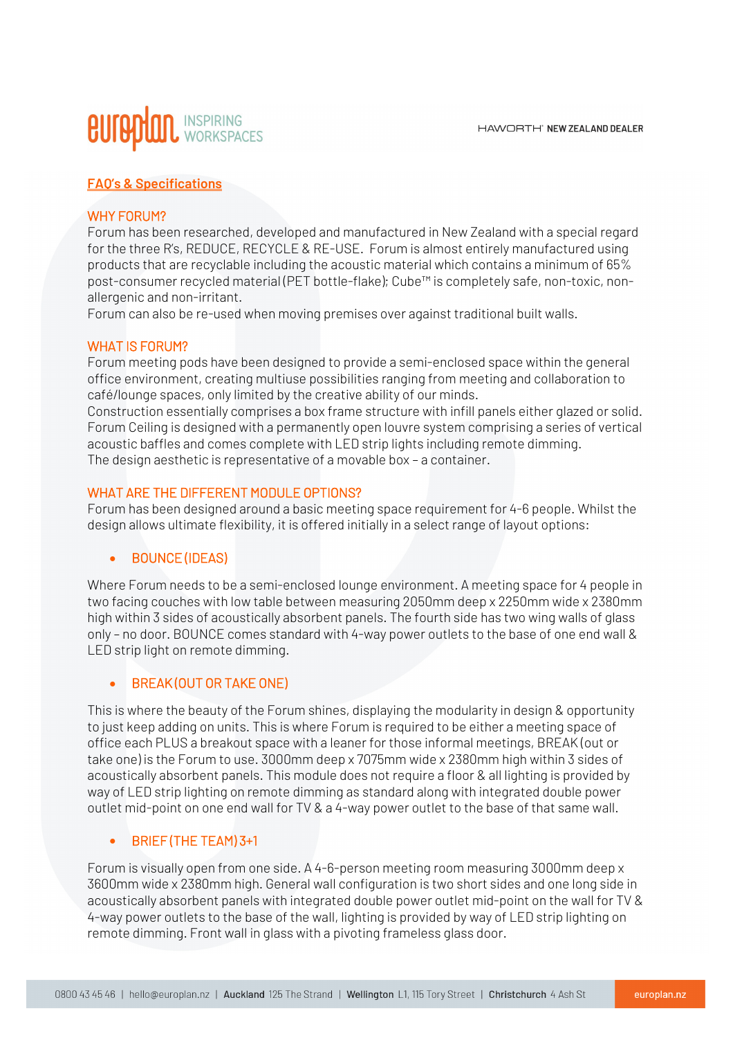## FAQ's & Specifications

### WHY FORUM?

Forum has been researched, developed and manufactured in New Zealand with a special regard for the three R's, REDUCE, RECYCLE & RE-USE. Forum is almost entirely manufactured using products that are recyclable including the acoustic material which contains a minimum of 65% post-consumer recycled material (PET bottle-flake); Cube™ is completely safe, non-toxic, non-allergenic and non-irritant.
Forum can also be re-used when moving premises over against traditional built walls.

### WHAT IS FORUM?

Forum meeting pods have been designed to provide a semi-enclosed space within the general office environment, creating multiuse possibilities ranging from meeting and collaboration to café/lounge spaces, only limited by the creative ability of our minds.
Construction essentially comprises a box frame structure with infill panels either glazed or solid. Forum Ceiling is designed with a permanently open louvre system comprising a series of vertical acoustic baffles and comes complete with LED strip lights including remote dimming.
The design aesthetic is representative of a movable box – a container.

### WHAT ARE THE DIFFERENT MODULE OPTIONS?

Forum has been designed around a basic meeting space requirement for 4-6 people. Whilst the design allows ultimate flexibility, it is offered initially in a select range of layout options:

- BOUNCE (IDEAS)

Where Forum needs to be a semi-enclosed lounge environment. A meeting space for 4 people in two facing couches with low table between measuring 2050mm deep x 2250mm wide x 2380mm high within 3 sides of acoustically absorbent panels. The fourth side has two wing walls of glass only – no door. BOUNCE comes standard with 4-way power outlets to the base of one end wall & LED strip light on remote dimming.

- BREAK (OUT OR TAKE ONE)

This is where the beauty of the Forum shines, displaying the modularity in design & opportunity to just keep adding on units. This is where Forum is required to be either a meeting space of office each PLUS a breakout space with a leaner for those informal meetings, BREAK (out or take one) is the Forum to use. 3000mm deep x 7075mm wide x 2380mm high within 3 sides of acoustically absorbent panels. This module does not require a floor & all lighting is provided by way of LED strip lighting on remote dimming as standard along with integrated double power outlet mid-point on one end wall for TV & a 4-way power outlet to the base of that same wall.

- BRIEF (THE TEAM) 3+1

Forum is visually open from one side. A 4-6-person meeting room measuring 3000mm deep x 3600mm wide x 2380mm high. General wall configuration is two short sides and one long side in acoustically absorbent panels with integrated double power outlet mid-point on the wall for TV & 4-way power outlets to the base of the wall, lighting is provided by way of LED strip lighting on remote dimming. Front wall in glass with a pivoting frameless glass door.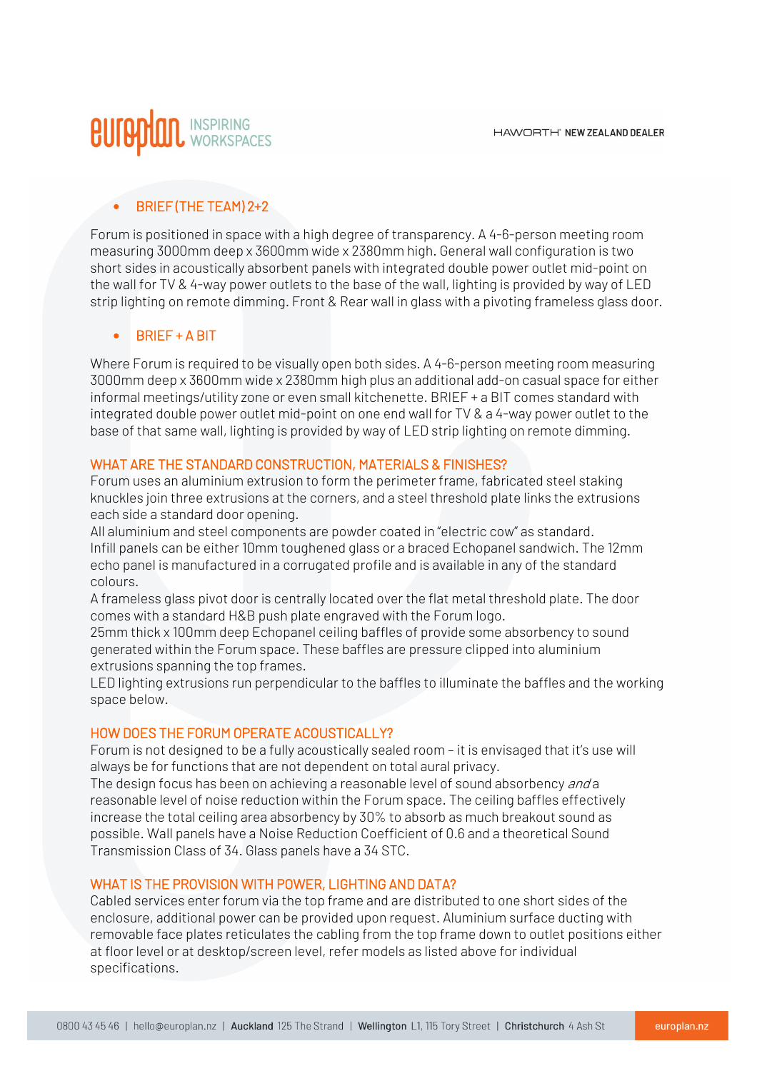- BRIEF (THE TEAM) 2+2

Forum is positioned in space with a high degree of transparency. A 4-6-person meeting room measuring 3000mm deep x 3600mm wide x 2380mm high. General wall configuration is two short sides in acoustically absorbent panels with integrated double power outlet mid-point on the wall for TV & 4-way power outlets to the base of the wall, lighting is provided by way of LED strip lighting on remote dimming. Front & Rear wall in glass with a pivoting frameless glass door.

- BRIEF + A BIT

Where Forum is required to be visually open both sides. A 4-6-person meeting room measuring 3000mm deep x 3600mm wide x 2380mm high plus an additional add-on casual space for either informal meetings/utility zone or even small kitchenette. BRIEF + a BIT comes standard with integrated double power outlet mid-point on one end wall for TV & a 4-way power outlet to the base of that same wall, lighting is provided by way of LED strip lighting on remote dimming.

## WHAT ARE THE STANDARD CONSTRUCTION, MATERIALS & FINISHES?

Forum uses an aluminium extrusion to form the perimeter frame, fabricated steel staking knuckles join three extrusions at the corners, and a steel threshold plate links the extrusions each side a standard door opening.

All aluminium and steel components are powder coated in "electric cow" as standard.

Infill panels can be either 10mm toughened glass or a braced Echopanel sandwich. The 12mm echo panel is manufactured in a corrugated profile and is available in any of the standard colours.

A frameless glass pivot door is centrally located over the flat metal threshold plate. The door comes with a standard H&B push plate engraved with the Forum logo.

25mm thick x 100mm deep Echopanel ceiling baffles of provide some absorbency to sound generated within the Forum space. These baffles are pressure clipped into aluminium extrusions spanning the top frames.

LED lighting extrusions run perpendicular to the baffles to illuminate the baffles and the working space below.

## HOW DOES THE FORUM OPERATE ACOUSTICALLY?

Forum is not designed to be a fully acoustically sealed room – it is envisaged that it's use will always be for functions that are not dependent on total aural privacy.

The design focus has been on achieving a reasonable level of sound absorbency *and* a reasonable level of noise reduction within the Forum space. The ceiling baffles effectively increase the total ceiling area absorbency by 30% to absorb as much breakout sound as possible. Wall panels have a Noise Reduction Coefficient of 0.6 and a theoretical Sound Transmission Class of 34. Glass panels have a 34 STC.

## WHAT IS THE PROVISION WITH POWER, LIGHTING AND DATA?

Cabled services enter forum via the top frame and are distributed to one short sides of the enclosure, additional power can be provided upon request. Aluminium surface ducting with removable face plates reticulates the cabling from the top frame down to outlet positions either at floor level or at desktop/screen level, refer models as listed above for individual specifications.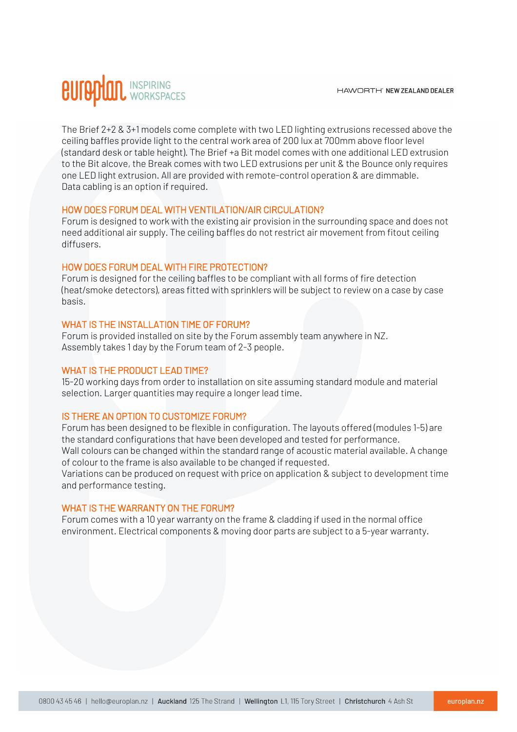The Brief 2+2 & 3+1 models come complete with two LED lighting extrusions recessed above the ceiling baffles provide light to the central work area of 200 lux at 700mm above floor level (standard desk or table height). The Brief +a Bit model comes with one additional LED extrusion to the Bit alcove, the Break comes with two LED extrusions per unit & the Bounce only requires one LED light extrusion. All are provided with remote-control operation & are dimmable.
Data cabling is an option if required.

## HOW DOES FORUM DEAL WITH VENTILATION/AIR CIRCULATION?

Forum is designed to work with the existing air provision in the surrounding space and does not need additional air supply. The ceiling baffles do not restrict air movement from fitout ceiling diffusers.

## HOW DOES FORUM DEAL WITH FIRE PROTECTION?

Forum is designed for the ceiling baffles to be compliant with all forms of fire detection (heat/smoke detectors), areas fitted with sprinklers will be subject to review on a case by case basis.

## WHAT IS THE INSTALLATION TIME OF FORUM?

Forum is provided installed on site by the Forum assembly team anywhere in NZ.
Assembly takes 1 day by the Forum team of 2-3 people.

## WHAT IS THE PRODUCT LEAD TIME?

15-20 working days from order to installation on site assuming standard module and material selection. Larger quantities may require a longer lead time.

## IS THERE AN OPTION TO CUSTOMIZE FORUM?

Forum has been designed to be flexible in configuration. The layouts offered (modules 1-5) are the standard configurations that have been developed and tested for performance.
Wall colours can be changed within the standard range of acoustic material available. A change of colour to the frame is also available to be changed if requested.
Variations can be produced on request with price on application & subject to development time and performance testing.

## WHAT IS THE WARRANTY ON THE FORUM?

Forum comes with a 10 year warranty on the frame & cladding if used in the normal office environment. Electrical components & moving door parts are subject to a 5-year warranty.